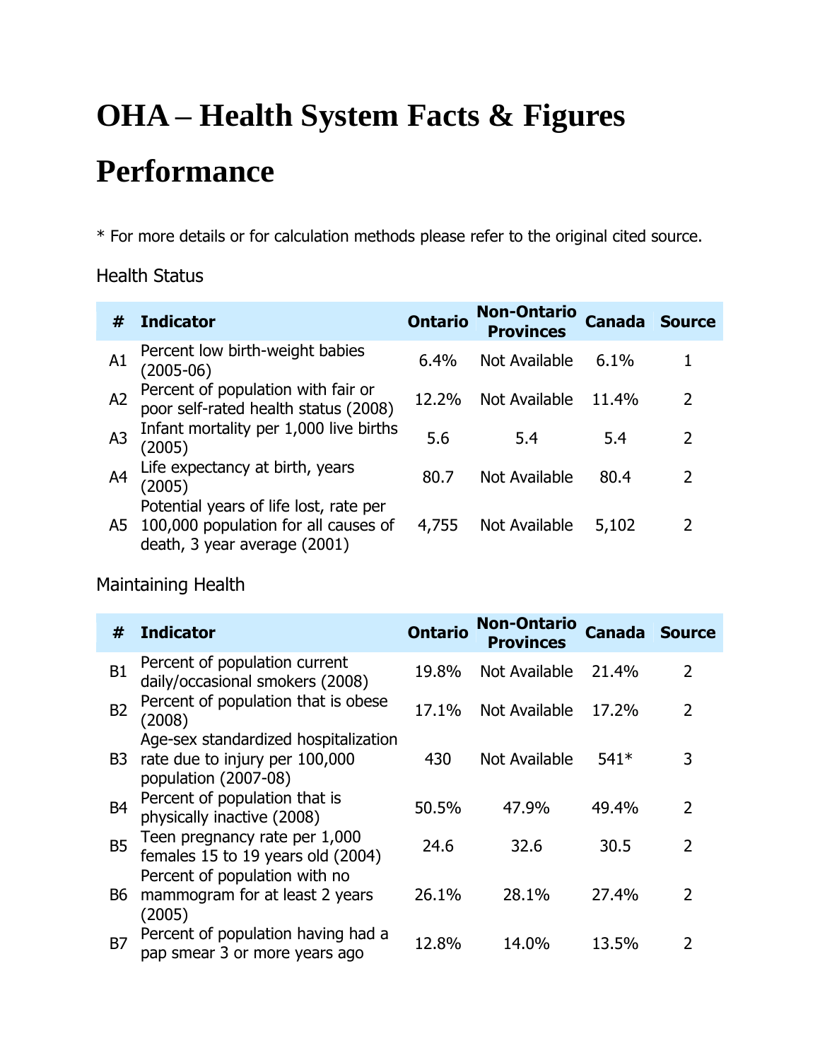# OHA – Health System Facts & Figures

# Performance

* For more details or for calculation methods please refer to the original cited source.

## Health Status

| # | Indicator | Ontario | Non-Ontario Provinces | Canada | Source |
|---|---|---|---|---|---|
| A1 | Percent low birth-weight babies (2005-06) | 6.4% | Not Available | 6.1% | 1 |
| A2 | Percent of population with fair or poor self-rated health status (2008) | 12.2% | Not Available | 11.4% | 2 |
| A3 | Infant mortality per 1,000 live births (2005) | 5.6 | 5.4 | 5.4 | 2 |
| A4 | Life expectancy at birth, years (2005) | 80.7 | Not Available | 80.4 | 2 |
| A5 | Potential years of life lost, rate per 100,000 population for all causes of death, 3 year average (2001) | 4,755 | Not Available | 5,102 | 2 |

## Maintaining Health

| # | Indicator | Ontario | Non-Ontario Provinces | Canada | Source |
|---|---|---|---|---|---|
| B1 | Percent of population current daily/occasional smokers (2008) | 19.8% | Not Available | 21.4% | 2 |
| B2 | Percent of population that is obese (2008) | 17.1% | Not Available | 17.2% | 2 |
| B3 | Age-sex standardized hospitalization rate due to injury per 100,000 population (2007-08) | 430 | Not Available | 541* | 3 |
| B4 | Percent of population that is physically inactive (2008) | 50.5% | 47.9% | 49.4% | 2 |
| B5 | Teen pregnancy rate per 1,000 females 15 to 19 years old (2004) | 24.6 | 32.6 | 30.5 | 2 |
| B6 | Percent of population with no mammogram for at least 2 years (2005) | 26.1% | 28.1% | 27.4% | 2 |
| B7 | Percent of population having had a pap smear 3 or more years ago | 12.8% | 14.0% | 13.5% | 2 |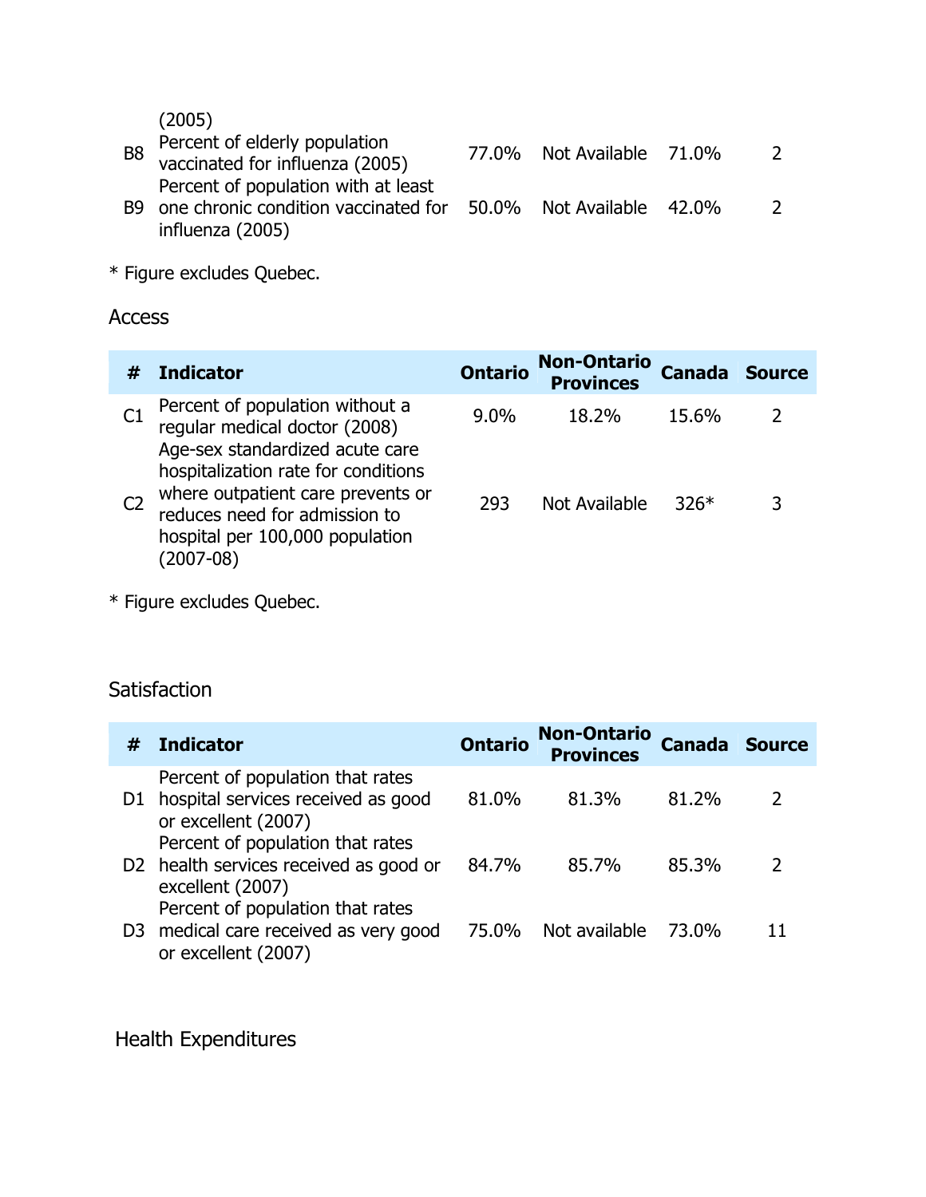| # | Indicator | Ontario | Non-Ontario Provinces | Canada | Source |
|---|---|---|---|---|---|
| | (2005) | | | | |
| B8 | Percent of elderly population vaccinated for influenza (2005) | 77.0% | Not Available | 71.0% | 2 |
| B9 | Percent of population with at least one chronic condition vaccinated for influenza (2005) | 50.0% | Not Available | 42.0% | 2 |

* Figure excludes Quebec.

## Access

| # | Indicator | Ontario | Non-Ontario Provinces | Canada | Source |
|---|---|---|---|---|---|
| C1 | Percent of population without a regular medical doctor (2008) | 9.0% | 18.2% | 15.6% | 2 |
| C2 | Age-sex standardized acute care hospitalization rate for conditions where outpatient care prevents or reduces need for admission to hospital per 100,000 population (2007-08) | 293 | Not Available | 326* | 3 |

* Figure excludes Quebec.

## Satisfaction

| # | Indicator | Ontario | Non-Ontario Provinces | Canada | Source |
|---|---|---|---|---|---|
| D1 | Percent of population that rates hospital services received as good or excellent (2007) | 81.0% | 81.3% | 81.2% | 2 |
| D2 | Percent of population that rates health services received as good or excellent (2007) | 84.7% | 85.7% | 85.3% | 2 |
| D3 | Percent of population that rates medical care received as very good or excellent (2007) | 75.0% | Not available | 73.0% | 11 |

## Health Expenditures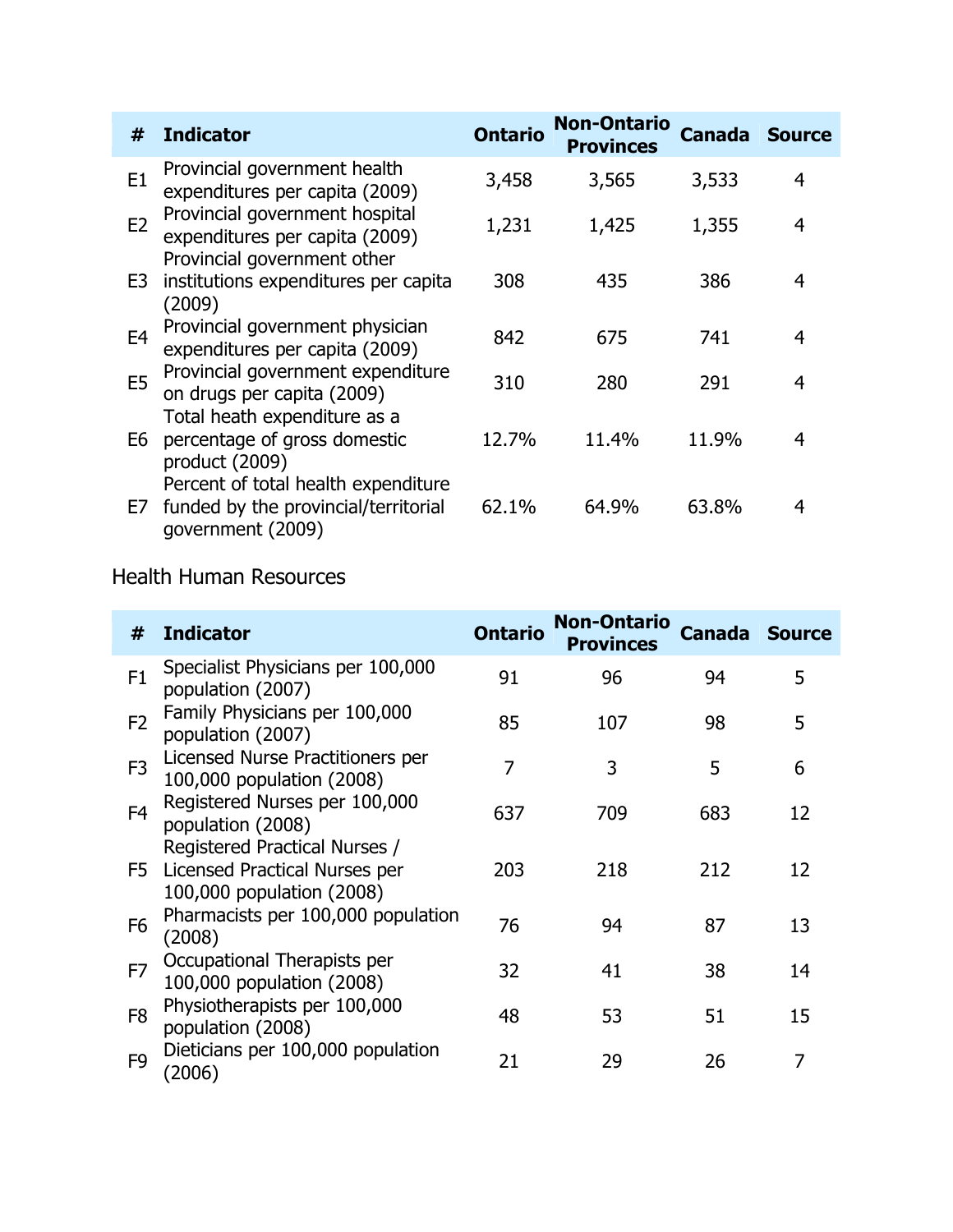| # | Indicator | Ontario | Non-Ontario Provinces | Canada | Source |
|---|---|---|---|---|---|
| E1 | Provincial government health expenditures per capita (2009) | 3,458 | 3,565 | 3,533 | 4 |
| E2 | Provincial government hospital expenditures per capita (2009) | 1,231 | 1,425 | 1,355 | 4 |
| E3 | Provincial government other institutions expenditures per capita (2009) | 308 | 435 | 386 | 4 |
| E4 | Provincial government physician expenditures per capita (2009) | 842 | 675 | 741 | 4 |
| E5 | Provincial government expenditure on drugs per capita (2009) | 310 | 280 | 291 | 4 |
| E6 | Total heath expenditure as a percentage of gross domestic product (2009) | 12.7% | 11.4% | 11.9% | 4 |
| E7 | Percent of total health expenditure funded by the provincial/territorial government (2009) | 62.1% | 64.9% | 63.8% | 4 |

Health Human Resources

| # | Indicator | Ontario | Non-Ontario Provinces | Canada | Source |
|---|---|---|---|---|---|
| F1 | Specialist Physicians per 100,000 population (2007) | 91 | 96 | 94 | 5 |
| F2 | Family Physicians per 100,000 population (2007) | 85 | 107 | 98 | 5 |
| F3 | Licensed Nurse Practitioners per 100,000 population (2008) | 7 | 3 | 5 | 6 |
| F4 | Registered Nurses per 100,000 population (2008) | 637 | 709 | 683 | 12 |
| F5 | Registered Practical Nurses / Licensed Practical Nurses per 100,000 population (2008) | 203 | 218 | 212 | 12 |
| F6 | Pharmacists per 100,000 population (2008) | 76 | 94 | 87 | 13 |
| F7 | Occupational Therapists per 100,000 population (2008) | 32 | 41 | 38 | 14 |
| F8 | Physiotherapists per 100,000 population (2008) | 48 | 53 | 51 | 15 |
| F9 | Dieticians per 100,000 population (2006) | 21 | 29 | 26 | 7 |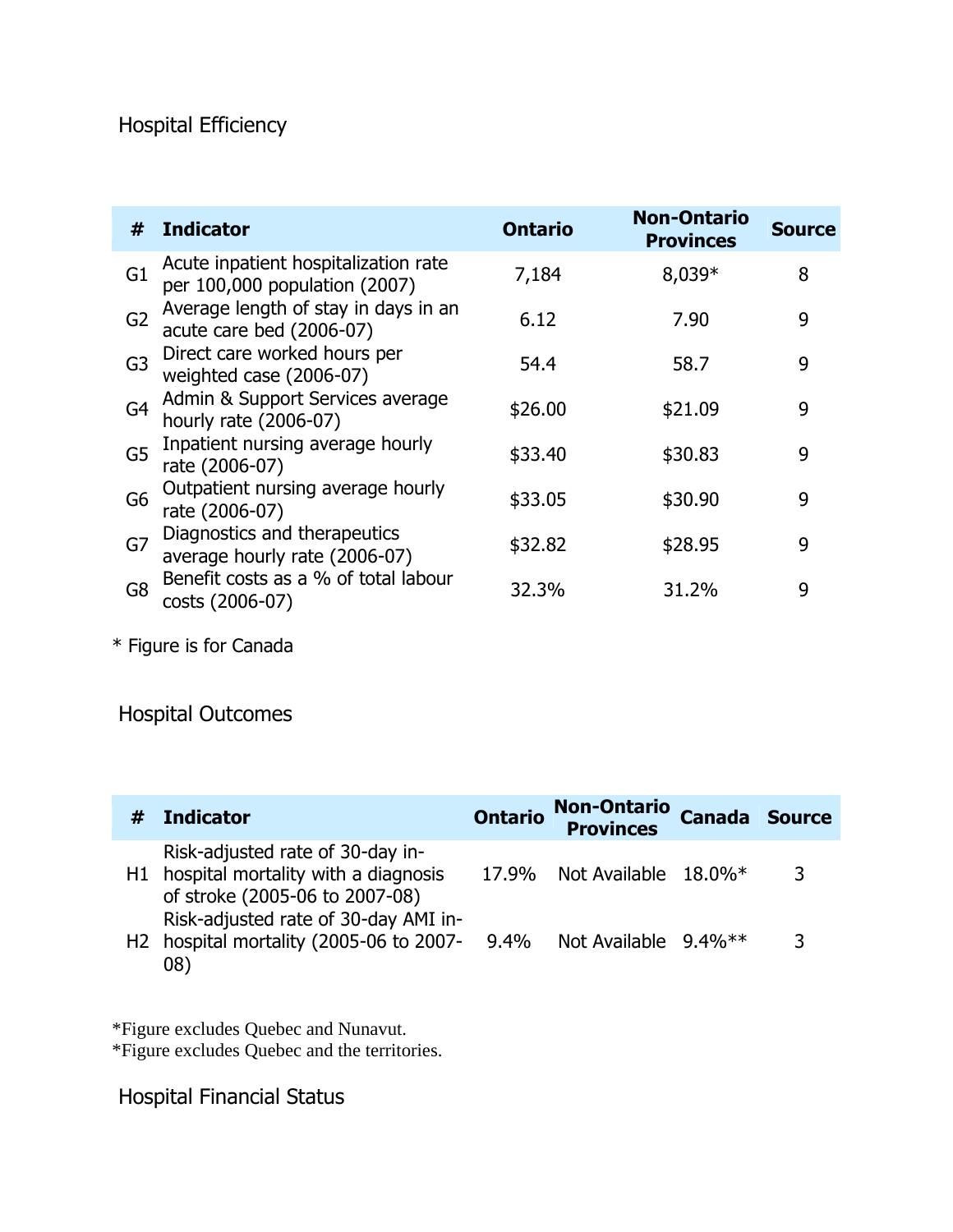## Hospital Efficiency

| # | Indicator | Ontario | Non-Ontario Provinces | Source |
|---|---|---|---|---|
| G1 | Acute inpatient hospitalization rate per 100,000 population (2007) | 7,184 | 8,039* | 8 |
| G2 | Average length of stay in days in an acute care bed (2006-07) | 6.12 | 7.90 | 9 |
| G3 | Direct care worked hours per weighted case (2006-07) | 54.4 | 58.7 | 9 |
| G4 | Admin & Support Services average hourly rate (2006-07) | $26.00 | $21.09 | 9 |
| G5 | Inpatient nursing average hourly rate (2006-07) | $33.40 | $30.83 | 9 |
| G6 | Outpatient nursing average hourly rate (2006-07) | $33.05 | $30.90 | 9 |
| G7 | Diagnostics and therapeutics average hourly rate (2006-07) | $32.82 | $28.95 | 9 |
| G8 | Benefit costs as a % of total labour costs (2006-07) | 32.3% | 31.2% | 9 |

* Figure is for Canada

## Hospital Outcomes

| # | Indicator | Ontario | Non-Ontario Provinces | Canada | Source |
|---|---|---|---|---|---|
| H1 | Risk-adjusted rate of 30-day in-hospital mortality with a diagnosis of stroke (2005-06 to 2007-08) | 17.9% | Not Available | 18.0%* | 3 |
| H2 | Risk-adjusted rate of 30-day AMI in-hospital mortality (2005-06 to 2007-08) | 9.4% | Not Available | 9.4%** | 3 |

*Figure excludes Quebec and Nunavut.
*Figure excludes Quebec and the territories.

## Hospital Financial Status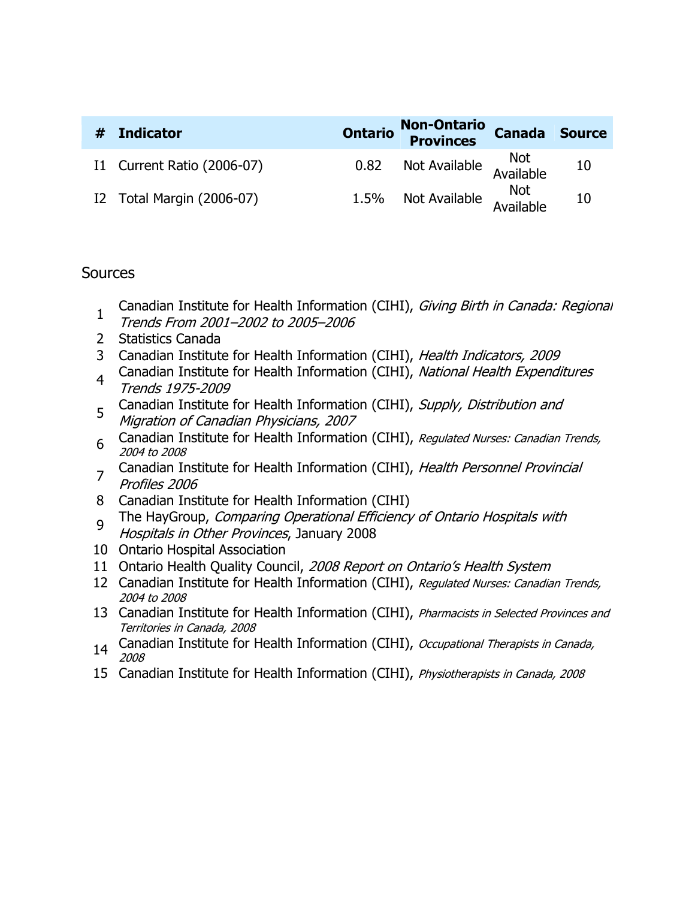| # | Indicator | Ontario | Non-Ontario Provinces | Canada | Source |
|---|---|---|---|---|---|
| I1 | Current Ratio (2006-07) | 0.82 | Not Available | Not Available | 10 |
| I2 | Total Margin (2006-07) | 1.5% | Not Available | Not Available | 10 |

## Sources

1. Canadian Institute for Health Information (CIHI), *Giving Birth in Canada: Regional Trends From 2001–2002 to 2005–2006*
2. Statistics Canada
3. Canadian Institute for Health Information (CIHI), *Health Indicators, 2009*
4. Canadian Institute for Health Information (CIHI), *National Health Expenditures Trends 1975-2009*
5. Canadian Institute for Health Information (CIHI), *Supply, Distribution and Migration of Canadian Physicians, 2007*
6. Canadian Institute for Health Information (CIHI), *Regulated Nurses: Canadian Trends, 2004 to 2008*
7. Canadian Institute for Health Information (CIHI), *Health Personnel Provincial Profiles 2006*
8. Canadian Institute for Health Information (CIHI)
9. The HayGroup, *Comparing Operational Efficiency of Ontario Hospitals with Hospitals in Other Provinces*, January 2008
10. Ontario Hospital Association
11. Ontario Health Quality Council, *2008 Report on Ontario's Health System*
12. Canadian Institute for Health Information (CIHI), *Regulated Nurses: Canadian Trends, 2004 to 2008*
13. Canadian Institute for Health Information (CIHI), *Pharmacists in Selected Provinces and Territories in Canada, 2008*
14. Canadian Institute for Health Information (CIHI), *Occupational Therapists in Canada, 2008*
15. Canadian Institute for Health Information (CIHI), *Physiotherapists in Canada, 2008*